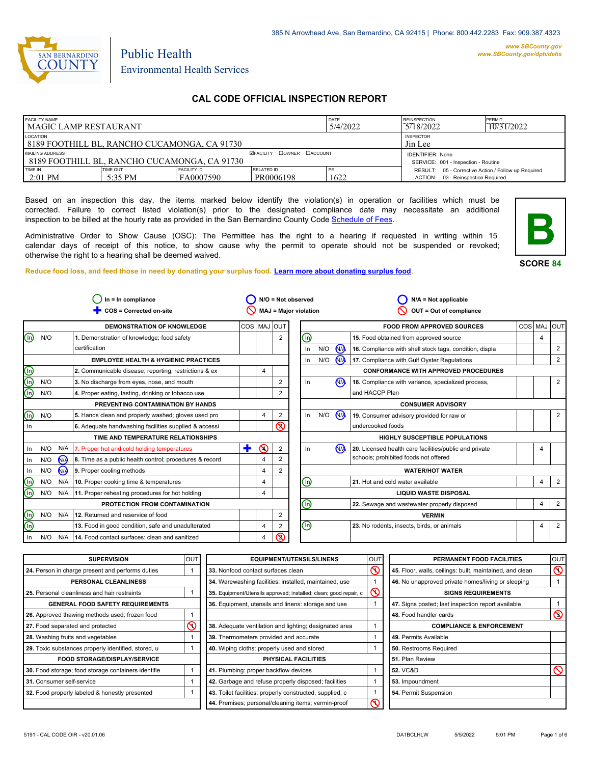385 N Arrowhead Ave, San Bernardino, CA 92415 | Phone: 800.442.2283 Fax: 909.387.4323

www.SBCounty.gov
www.SBCounty.gov/dph/dehs

SAN BERNARDINO COUNTY

Public Health
Environmental Health Services

# CAL CODE OFFICIAL INSPECTION REPORT

| FACILITY NAME | | | | DATE | REINSPECTION | PERMIT |
|---|---|---|---|---|---|---|
| MAGIC LAMP RESTAURANT | | | | 5/4/2022 | 5/18/2022 | 10/31/2022 |
| LOCATION: 8189 FOOTHILL BL, RANCHO CUCAMONGA, CA 91730 | | | | | INSPECTOR: Jin Lee | |
| MAILING ADDRESS: 8189 FOOTHILL BL, RANCHO CUCAMONGA, CA 91730 | | | ☑FACILITY ☐OWNER ☐ACCOUNT | | IDENTIFIER: None; SERVICE: 001 - Inspection - Routine | |
| TIME IN | TIME OUT | FACILITY ID | RELATED ID | PE | RESULT: 05 - Corrective Action / Follow up Required | |
| 2:01 PM | 5:35 PM | FA0007590 | PR0006198 | 1622 | ACTION: 03 - Reinspection Required | |

Based on an inspection this day, the items marked below identify the violation(s) in operation or facilities which must be corrected. Failure to correct listed violation(s) prior to the designated compliance date may necessitate an additional inspection to be billed at the hourly rate as provided in the San Bernardino County Code Schedule of Fees.

Administrative Order to Show Cause (OSC): The Permittee has the right to a hearing if requested in writing within 15 calendar days of receipt of this notice, to show cause why the permit to operate should not be suspended or revoked; otherwise the right to a hearing shall be deemed waived.

**B**

**SCORE 84**

**Reduce food loss, and feed those in need by donating your surplus food. Learn more about donating surplus food.**

In = In compliance; COS = Corrected on-site; N/O = Not observed; MAJ = Major violation; N/A = Not applicable; OUT = Out of compliance

| Status | | | Item | COS | MAJ | OUT |
|---|---|---|---|---|---|---|
| **DEMONSTRATION OF KNOWLEDGE** | | | | | | |
| (In) | N/O | | 1. Demonstration of knowledge; food safety certification | | | 2 |
| **EMPLOYEE HEALTH & HYGIENIC PRACTICES** | | | | | | |
| (In) | | | 2. Communicable disease; reporting, restrictions & ex | | 4 | |
| (In) | N/O | | 3. No discharge from eyes, nose, and mouth | | | 2 |
| (In) | N/O | | 4. Proper eating, tasting, drinking or tobacco use | | | 2 |
| **PREVENTING CONTAMINATION BY HANDS** | | | | | | |
| (In) | N/O | | 5. Hands clean and properly washed; gloves used pro | | 4 | 2 |
| In | | | 6. Adequate handwashing facilities supplied & accessi | | | ⊘ 2 |
| **TIME AND TEMPERATURE RELATIONSHIPS** | | | | | | |
| In | N/O | N/A | 7. Proper hot and cold holding temperatures | + | ⊘ 4 | 2 |
| In | N/O | (N/A) | 8. Time as a public health control; procedures & record | | 4 | 2 |
| In | N/O | (N/A) | 9. Proper cooling methods | | 4 | 2 |
| (In) | N/O | N/A | 10. Proper cooking time & temperatures | | 4 | |
| (In) | N/O | N/A | 11. Proper reheating procedures for hot holding | | 4 | |
| **PROTECTION FROM CONTAMINATION** | | | | | | |
| (In) | N/O | N/A | 12. Returned and reservice of food | | | 2 |
| (In) | | | 13. Food in good condition, safe and unadulterated | | 4 | 2 |
| In | N/O | N/A | 14. Food contact surfaces: clean and sanitized | | 4 | ⊘ 2 |
| **FOOD FROM APPROVED SOURCES** | | | | | | |
| (In) | | | 15. Food obtained from approved source | | 4 | |
| In | N/O | (N/A) | 16. Compliance with shell stock tags, condition, displa | | | 2 |
| In | N/O | (N/A) | 17. Compliance with Gulf Oyster Regulations | | | 2 |
| **CONFORMANCE WITH APPROVED PROCEDURES** | | | | | | |
| In | | (N/A) | 18. Compliance with variance, specialized process, and HACCP Plan | | | 2 |
| **CONSUMER ADVISORY** | | | | | | |
| In | N/O | (N/A) | 19. Consumer advisory provided for raw or undercooked foods | | | 2 |
| **HIGHLY SUSCEPTIBLE POPULATIONS** | | | | | | |
| In | | (N/A) | 20. Licensed health care facilities/public and private schools; prohibited foods not offered | | 4 | |
| **WATER/HOT WATER** | | | | | | |
| (In) | | | 21. Hot and cold water available | | 4 | 2 |
| **LIQUID WASTE DISPOSAL** | | | | | | |
| (In) | | | 22. Sewage and wastewater properly disposed | | 4 | 2 |
| **VERMIN** | | | | | | |
| (In) | | | 23. No rodents, insects, birds, or animals | | 4 | 2 |

| Item | OUT |
|---|---|
| **SUPERVISION** | |
| 24. Person in charge present and performs duties | 1 |
| **PERSONAL CLEANLINESS** | |
| 25. Personal cleanliness and hair restraints | 1 |
| **GENERAL FOOD SAFETY REQUIREMENTS** | |
| 26. Approved thawing methods used, frozen food | 1 |
| 27. Food separated and protected | ⊘ |
| 28. Washing fruits and vegetables | 1 |
| 29. Toxic substances properly identified, stored, u | 1 |
| **FOOD STORAGE/DISPLAY/SERVICE** | |
| 30. Food storage; food storage containers identifie | 1 |
| 31. Consumer self-service | 1 |
| 32. Food properly labeled & honestly presented | 1 |
| **EQUIPMENT/UTENSILS/LINENS** | |
| 33. Nonfood contact surfaces clean | ⊘ |
| 34. Warewashing facilities: installed, maintained, use | 1 |
| 35. Equipment/Utensils approved; installed; clean; good repair, c | ⊘ |
| 36. Equipment, utensils and linens: storage and use | 1 |
| 38. Adequate ventilation and lighting; designated area | 1 |
| 39. Thermometers provided and accurate | 1 |
| 40. Wiping cloths: properly used and stored | 1 |
| **PHYSICAL FACILITIES** | |
| 41. Plumbing: proper backflow devices | 1 |
| 42. Garbage and refuse properly disposed; facilities | 1 |
| 43. Toilet facilities: properly constructed, supplied, c | 1 |
| 44. Premises; personal/cleaning items; vermin-proof | ⊘ |
| **PERMANENT FOOD FACILITIES** | |
| 45. Floor, walls, ceilings: built, maintained, and clean | ⊘ |
| 46. No unapproved private homes/living or sleeping | 1 |
| **SIGNS REQUIREMENTS** | |
| 47. Signs posted; last inspection report available | 1 |
| 48. Food handler cards | ⊘ 3 |
| **COMPLIANCE & ENFORCEMENT** | |
| 49. Permits Available | |
| 50. Restrooms Required | |
| 51. Plan Review | |
| 52. VC&D | ⊘ |
| 53. Impoundment | |
| 54. Permit Suspension | |

5191 - CAL CODE OIR - v20.01.06 DA1BCLHLW 5/5/2022 5:01 PM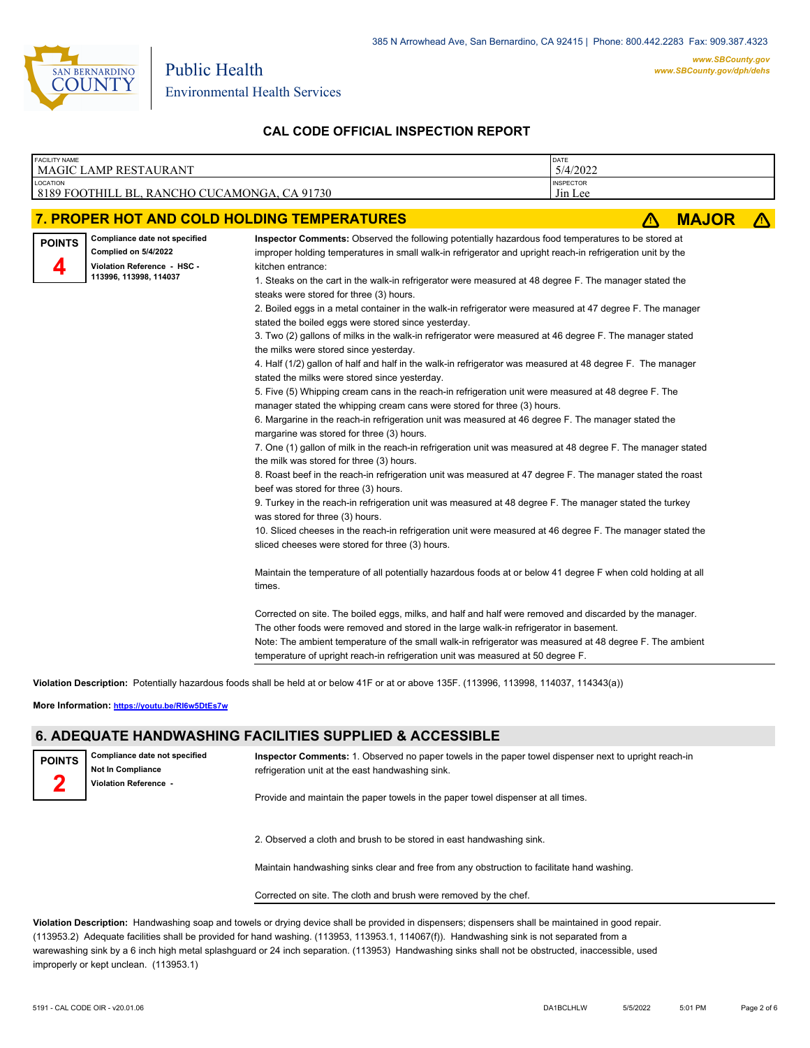385 N Arrowhead Ave, San Bernardino, CA 92415 | Phone: 800.442.2283 Fax: 909.387.4323

**www.SBCounty.gov**
**www.SBCounty.gov/dph/dehs**

SAN BERNARDINO COUNTY

Public Health
Environmental Health Services

## CAL CODE OFFICIAL INSPECTION REPORT

| FACILITY NAME | DATE |
|---|---|
| MAGIC LAMP RESTAURANT | 5/4/2022 |
| **LOCATION** | **INSPECTOR** |
| 8189 FOOTHILL BL, RANCHO CUCAMONGA, CA 91730 | Jin Lee |

## 7. PROPER HOT AND COLD HOLDING TEMPERATURES ⚠ MAJOR ⚠

**POINTS**
**4**

**Compliance date not specified**
**Complied on 5/4/2022**
**Violation Reference - HSC - 113996, 113998, 114037**

**Inspector Comments:** Observed the following potentially hazardous food temperatures to be stored at improper holding temperatures in small walk-in refrigerator and upright reach-in refrigeration unit by the kitchen entrance:

1. Steaks on the cart in the walk-in refrigerator were measured at 48 degree F. The manager stated the steaks were stored for three (3) hours.
2. Boiled eggs in a metal container in the walk-in refrigerator were measured at 47 degree F. The manager stated the boiled eggs were stored since yesterday.
3. Two (2) gallons of milks in the walk-in refrigerator were measured at 46 degree F. The manager stated the milks were stored since yesterday.
4. Half (1/2) gallon of half and half in the walk-in refrigerator was measured at 48 degree F. The manager stated the milks were stored since yesterday.
5. Five (5) Whipping cream cans in the reach-in refrigeration unit were measured at 48 degree F. The manager stated the whipping cream cans were stored for three (3) hours.
6. Margarine in the reach-in refrigeration unit was measured at 46 degree F. The manager stated the margarine was stored for three (3) hours.
7. One (1) gallon of milk in the reach-in refrigeration unit was measured at 48 degree F. The manager stated the milk was stored for three (3) hours.
8. Roast beef in the reach-in refrigeration unit was measured at 47 degree F. The manager stated the roast beef was stored for three (3) hours.
9. Turkey in the reach-in refrigeration unit was measured at 48 degree F. The manager stated the turkey was stored for three (3) hours.
10. Sliced cheeses in the reach-in refrigeration unit were measured at 46 degree F. The manager stated the sliced cheeses were stored for three (3) hours.

Maintain the temperature of all potentially hazardous foods at or below 41 degree F when cold holding at all times.

Corrected on site. The boiled eggs, milks, and half and half were removed and discarded by the manager. The other foods were removed and stored in the large walk-in refrigerator in basement.
Note: The ambient temperature of the small walk-in refrigerator was measured at 48 degree F. The ambient temperature of upright reach-in refrigeration unit was measured at 50 degree F.

**Violation Description:** Potentially hazardous foods shall be held at or below 41F or at or above 135F. (113996, 113998, 114037, 114343(a))

**More Information:** https://youtu.be/RI6w5DtEs7w

## 6. ADEQUATE HANDWASHING FACILITIES SUPPLIED & ACCESSIBLE

**POINTS**
**2**

**Compliance date not specified**
**Not In Compliance**
**Violation Reference -**

**Inspector Comments:** 1. Observed no paper towels in the paper towel dispenser next to upright reach-in refrigeration unit at the east handwashing sink.

Provide and maintain the paper towels in the paper towel dispenser at all times.

2. Observed a cloth and brush to be stored in east handwashing sink.

Maintain handwashing sinks clear and free from any obstruction to facilitate hand washing.

Corrected on site. The cloth and brush were removed by the chef.

**Violation Description:** Handwashing soap and towels or drying device shall be provided in dispensers; dispensers shall be maintained in good repair. (113953.2) Adequate facilities shall be provided for hand washing. (113953, 113953.1, 114067(f)). Handwashing sink is not separated from a warewashing sink by a 6 inch high metal splashguard or 24 inch separation. (113953) Handwashing sinks shall not be obstructed, inaccessible, used improperly or kept unclean. (113953.1)

5191 - CAL CODE OIR - v20.01.06 DA1BCLHLW 5/5/2022 5:01 PM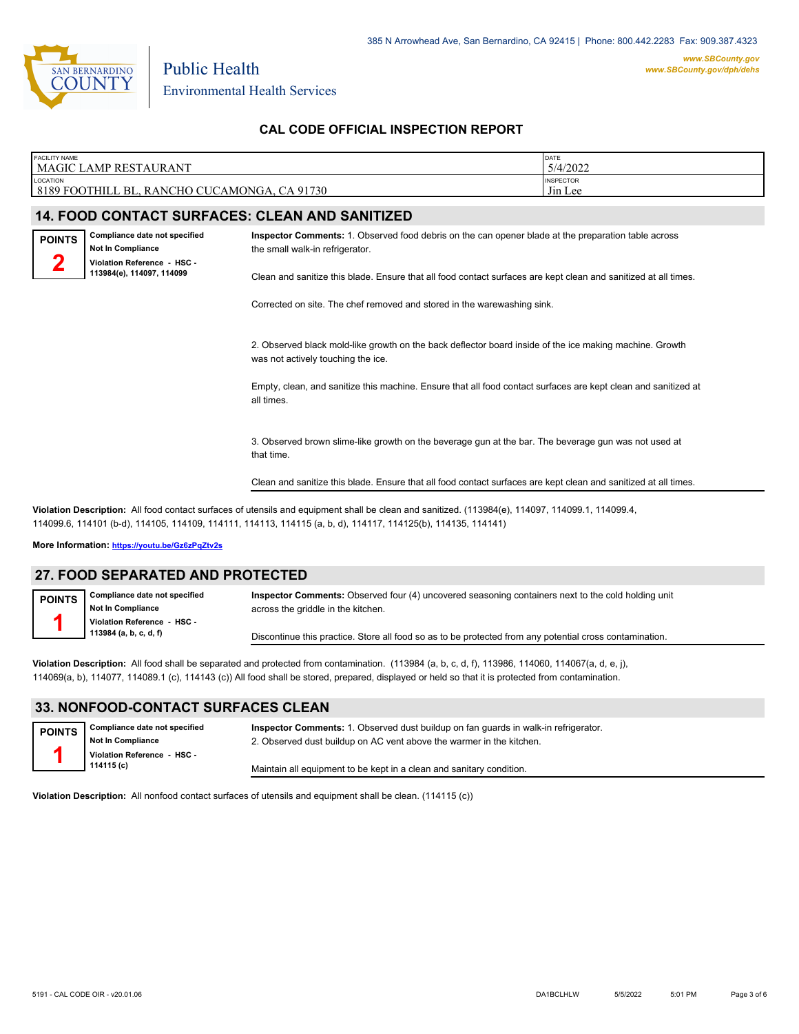385 N Arrowhead Ave, San Bernardino, CA 92415 | Phone: 800.442.2283 Fax: 909.387.4323

SAN BERNARDINO COUNTY

Public Health
Environmental Health Services

www.SBCounty.gov
www.SBCounty.gov/dph/dehs

## CAL CODE OFFICIAL INSPECTION REPORT

| FACILITY NAME | DATE |
|---|---|
| MAGIC LAMP RESTAURANT | 5/4/2022 |
| **LOCATION** | **INSPECTOR** |
| 8189 FOOTHILL BL, RANCHO CUCAMONGA, CA 91730 | Jin Lee |

## 14. FOOD CONTACT SURFACES: CLEAN AND SANITIZED

**POINTS** 2

**Compliance date not specified**
**Not In Compliance**
**Violation Reference - HSC - 113984(e), 114097, 114099**

**Inspector Comments:** 1. Observed food debris on the can opener blade at the preparation table across the small walk-in refrigerator.

Clean and sanitize this blade. Ensure that all food contact surfaces are kept clean and sanitized at all times.

Corrected on site. The chef removed and stored in the warewashing sink.

2. Observed black mold-like growth on the back deflector board inside of the ice making machine. Growth was not actively touching the ice.

Empty, clean, and sanitize this machine. Ensure that all food contact surfaces are kept clean and sanitized at all times.

3. Observed brown slime-like growth on the beverage gun at the bar. The beverage gun was not used at that time.

Clean and sanitize this blade. Ensure that all food contact surfaces are kept clean and sanitized at all times.

**Violation Description:** All food contact surfaces of utensils and equipment shall be clean and sanitized. (113984(e), 114097, 114099.1, 114099.4, 114099.6, 114101 (b-d), 114105, 114109, 114111, 114113, 114115 (a, b, d), 114117, 114125(b), 114135, 114141)

**More Information:** https://youtu.be/Gz6zPqZtv2s

## 27. FOOD SEPARATED AND PROTECTED

**POINTS** 1

**Compliance date not specified**
**Not In Compliance**
**Violation Reference - HSC - 113984 (a, b, c, d, f)**

**Inspector Comments:** Observed four (4) uncovered seasoning containers next to the cold holding unit across the griddle in the kitchen.

Discontinue this practice. Store all food so as to be protected from any potential cross contamination.

**Violation Description:** All food shall be separated and protected from contamination. (113984 (a, b, c, d, f), 113986, 114060, 114067(a, d, e, j), 114069(a, b), 114077, 114089.1 (c), 114143 (c)) All food shall be stored, prepared, displayed or held so that it is protected from contamination.

## 33. NONFOOD-CONTACT SURFACES CLEAN

**POINTS** 1

**Compliance date not specified**
**Not In Compliance**
**Violation Reference - HSC - 114115 (c)**

**Inspector Comments:** 1. Observed dust buildup on fan guards in walk-in refrigerator.
2. Observed dust buildup on AC vent above the warmer in the kitchen.

Maintain all equipment to be kept in a clean and sanitary condition.

**Violation Description:** All nonfood contact surfaces of utensils and equipment shall be clean. (114115 (c))

5191 - CAL CODE OIR - v20.01.06 DA1BCLHLW 5/5/2022 5:01 PM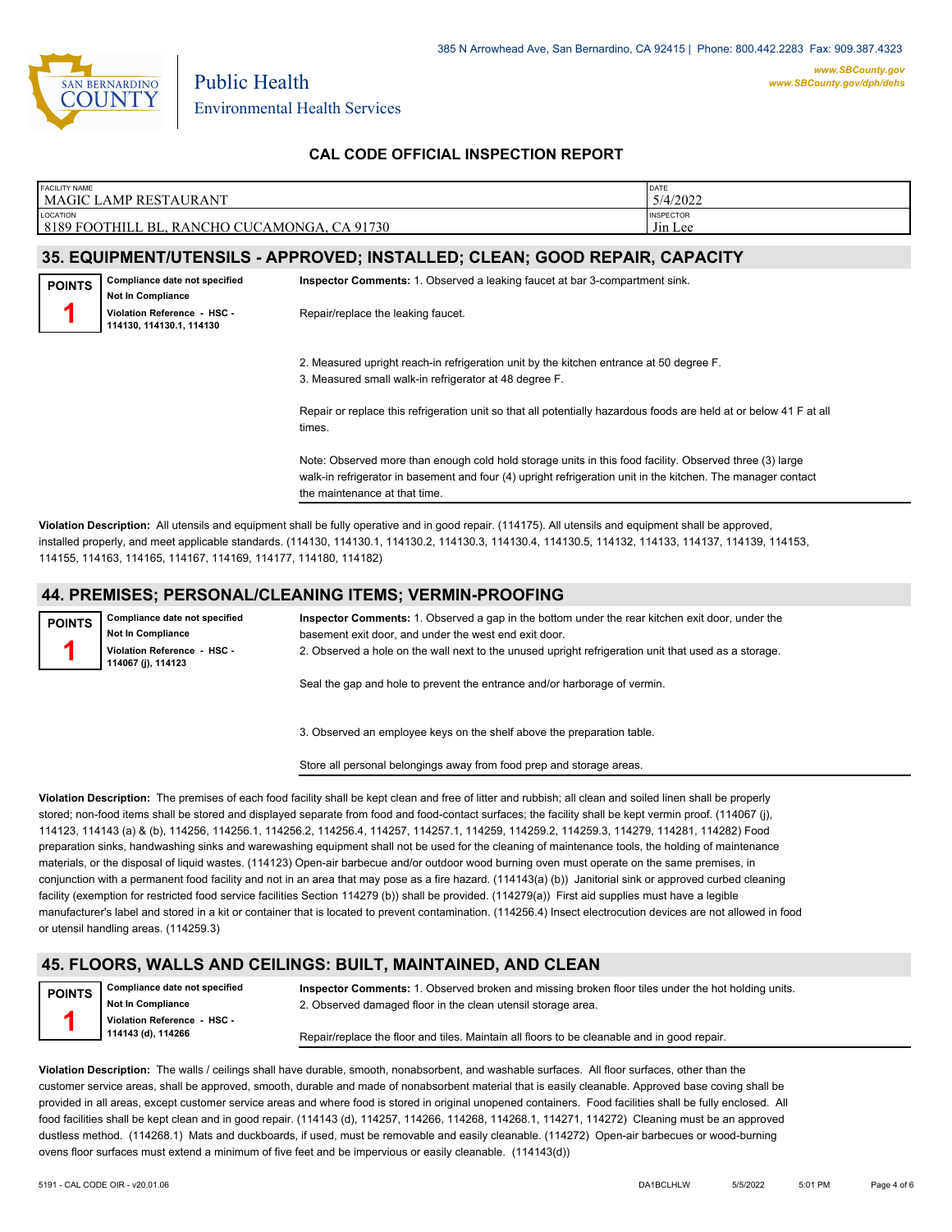385 N Arrowhead Ave, San Bernardino, CA 92415 | Phone: 800.442.2283 Fax: 909.387.4323

www.SBCounty.gov
www.SBCounty.gov/dph/dehs

Public Health
Environmental Health Services

## CAL CODE OFFICIAL INSPECTION REPORT

| FACILITY NAME | DATE |
| --- | --- |
| MAGIC LAMP RESTAURANT | 5/4/2022 |
| LOCATION | INSPECTOR |
| 8189 FOOTHILL BL, RANCHO CUCAMONGA, CA 91730 | Jin Lee |

## 35. EQUIPMENT/UTENSILS - APPROVED; INSTALLED; CLEAN; GOOD REPAIR, CAPACITY

**POINTS** 1

**Compliance date not specified**
**Not In Compliance**
**Violation Reference - HSC - 114130, 114130.1, 114130**

**Inspector Comments:** 1. Observed a leaking faucet at bar 3-compartment sink.

Repair/replace the leaking faucet.

2. Measured upright reach-in refrigeration unit by the kitchen entrance at 50 degree F.
3. Measured small walk-in refrigerator at 48 degree F.

Repair or replace this refrigeration unit so that all potentially hazardous foods are held at or below 41 F at all times.

Note: Observed more than enough cold hold storage units in this food facility. Observed three (3) large walk-in refrigerator in basement and four (4) upright refrigeration unit in the kitchen. The manager contact the maintenance at that time.

**Violation Description:** All utensils and equipment shall be fully operative and in good repair. (114175). All utensils and equipment shall be approved, installed properly, and meet applicable standards. (114130, 114130.1, 114130.2, 114130.3, 114130.4, 114130.5, 114132, 114133, 114137, 114139, 114153, 114155, 114163, 114165, 114167, 114169, 114177, 114180, 114182)

## 44. PREMISES; PERSONAL/CLEANING ITEMS; VERMIN-PROOFING

**POINTS** 1

**Compliance date not specified**
**Not In Compliance**
**Violation Reference - HSC - 114067 (j), 114123**

**Inspector Comments:** 1. Observed a gap in the bottom under the rear kitchen exit door, under the basement exit door, and under the west end exit door.
2. Observed a hole on the wall next to the unused upright refrigeration unit that used as a storage.

Seal the gap and hole to prevent the entrance and/or harborage of vermin.

3. Observed an employee keys on the shelf above the preparation table.

Store all personal belongings away from food prep and storage areas.

**Violation Description:** The premises of each food facility shall be kept clean and free of litter and rubbish; all clean and soiled linen shall be properly stored; non-food items shall be stored and displayed separate from food and food-contact surfaces; the facility shall be kept vermin proof. (114067 (j), 114123, 114143 (a) & (b), 114256, 114256.1, 114256.2, 114256.4, 114257, 114257.1, 114259, 114259.2, 114259.3, 114279, 114281, 114282) Food preparation sinks, handwashing sinks and warewashing equipment shall not be used for the cleaning of maintenance tools, the holding of maintenance materials, or the disposal of liquid wastes. (114123) Open-air barbecue and/or outdoor wood burning oven must operate on the same premises, in conjunction with a permanent food facility and not in an area that may pose as a fire hazard. (114143(a) (b)) Janitorial sink or approved curbed cleaning facility (exemption for restricted food service facilities Section 114279 (b)) shall be provided. (114279(a)) First aid supplies must have a legible manufacturer's label and stored in a kit or container that is located to prevent contamination. (114256.4) Insect electrocution devices are not allowed in food or utensil handling areas. (114259.3)

## 45. FLOORS, WALLS AND CEILINGS: BUILT, MAINTAINED, AND CLEAN

**POINTS** 1

**Compliance date not specified**
**Not In Compliance**
**Violation Reference - HSC - 114143 (d), 114266**

**Inspector Comments:** 1. Observed broken and missing broken floor tiles under the hot holding units.
2. Observed damaged floor in the clean utensil storage area.

Repair/replace the floor and tiles. Maintain all floors to be cleanable and in good repair.

**Violation Description:** The walls / ceilings shall have durable, smooth, nonabsorbent, and washable surfaces. All floor surfaces, other than the customer service areas, shall be approved, smooth, durable and made of nonabsorbent material that is easily cleanable. Approved base coving shall be provided in all areas, except customer service areas and where food is stored in original unopened containers. Food facilities shall be fully enclosed. All food facilities shall be kept clean and in good repair. (114143 (d), 114257, 114266, 114268, 114268.1, 114271, 114272) Cleaning must be an approved dustless method. (114268.1) Mats and duckboards, if used, must be removable and easily cleanable. (114272) Open-air barbecues or wood-burning ovens floor surfaces must extend a minimum of five feet and be impervious or easily cleanable. (114143(d))

5191 - CAL CODE OIR - v20.01.06 DA1BCLHLW 5/5/2022 5:01 PM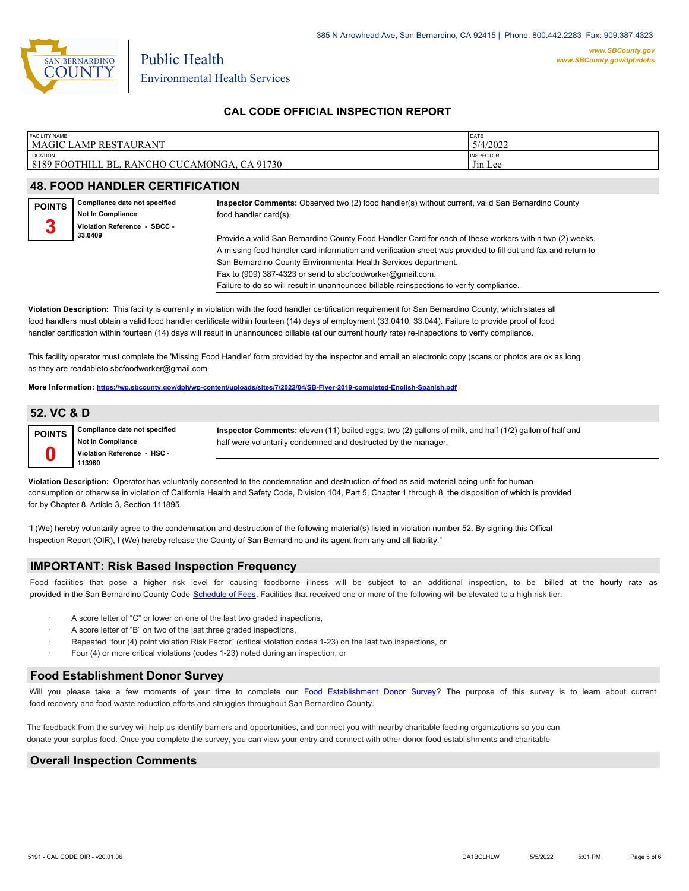San Bernardino County

Public Health
Environmental Health Services

385 N Arrowhead Ave, San Bernardino, CA 92415 | Phone: 800.442.2283 Fax: 909.387.4323

www.SBCounty.gov
www.SBCounty.gov/dph/dehs

# CAL CODE OFFICIAL INSPECTION REPORT

| FACILITY NAME | DATE |
| --- | --- |
| MAGIC LAMP RESTAURANT | 5/4/2022 |
| **LOCATION** | **INSPECTOR** |
| 8189 FOOTHILL BL, RANCHO CUCAMONGA, CA 91730 | Jin Lee |

## 48. FOOD HANDLER CERTIFICATION

**POINTS**
**3**

**Compliance date not specified**
**Not In Compliance**
**Violation Reference - SBCC - 33.0409**

**Inspector Comments:** Observed two (2) food handler(s) without current, valid San Bernardino County food handler card(s).

Provide a valid San Bernardino County Food Handler Card for each of these workers within two (2) weeks.
A missing food handler card information and verification sheet was provided to fill out and fax and return to San Bernardino County Environmental Health Services department.
Fax to (909) 387-4323 or send to sbcfoodworker@gmail.com.
Failure to do so will result in unannounced billable reinspections to verify compliance.

**Violation Description:** This facility is currently in violation with the food handler certification requirement for San Bernardino County, which states all food handlers must obtain a valid food handler certificate within fourteen (14) days of employment (33.0410, 33.044). Failure to provide proof of food handler certification within fourteen (14) days will result in unannounced billable (at our current hourly rate) re-inspections to verify compliance.

This facility operator must complete the 'Missing Food Handler' form provided by the inspector and email an electronic copy (scans or photos are ok as long as they are readableto sbcfoodworker@gmail.com

**More Information:** https://wp.sbcounty.gov/dph/wp-content/uploads/sites/7/2022/04/SB-Flyer-2019-completed-English-Spanish.pdf

## 52. VC & D

**POINTS**
**0**

**Compliance date not specified**
**Not In Compliance**
**Violation Reference - HSC - 113980**

**Inspector Comments:** eleven (11) boiled eggs, two (2) gallons of milk, and half (1/2) gallon of half and half were voluntarily condemned and destructed by the manager.

**Violation Description:** Operator has voluntarily consented to the condemnation and destruction of food as said material being unfit for human consumption or otherwise in violation of California Health and Safety Code, Division 104, Part 5, Chapter 1 through 8, the disposition of which is provided for by Chapter 8, Article 3, Section 111895.

"I (We) hereby voluntarily agree to the condemnation and destruction of the following material(s) listed in violation number 52. By signing this Offical Inspection Report (OIR), I (We) hereby release the County of San Bernardino and its agent from any and all liability."

## IMPORTANT: Risk Based Inspection Frequency

Food facilities that pose a higher risk level for causing foodborne illness will be subject to an additional inspection, to be billed at the hourly rate as provided in the San Bernardino County Code Schedule of Fees. Facilities that received one or more of the following will be elevated to a high risk tier:

- A score letter of "C" or lower on one of the last two graded inspections,
- A score letter of "B" on two of the last three graded inspections,
- Repeated "four (4) point violation Risk Factor" (critical violation codes 1-23) on the last two inspections, or
- Four (4) or more critical violations (codes 1-23) noted during an inspection, or

## Food Establishment Donor Survey

Will you please take a few moments of your time to complete our Food Establishment Donor Survey? The purpose of this survey is to learn about current food recovery and food waste reduction efforts and struggles throughout San Bernardino County.

The feedback from the survey will help us identify barriers and opportunities, and connect you with nearby charitable feeding organizations so you can donate your surplus food. Once you complete the survey, you can view your entry and connect with other donor food establishments and charitable

## Overall Inspection Comments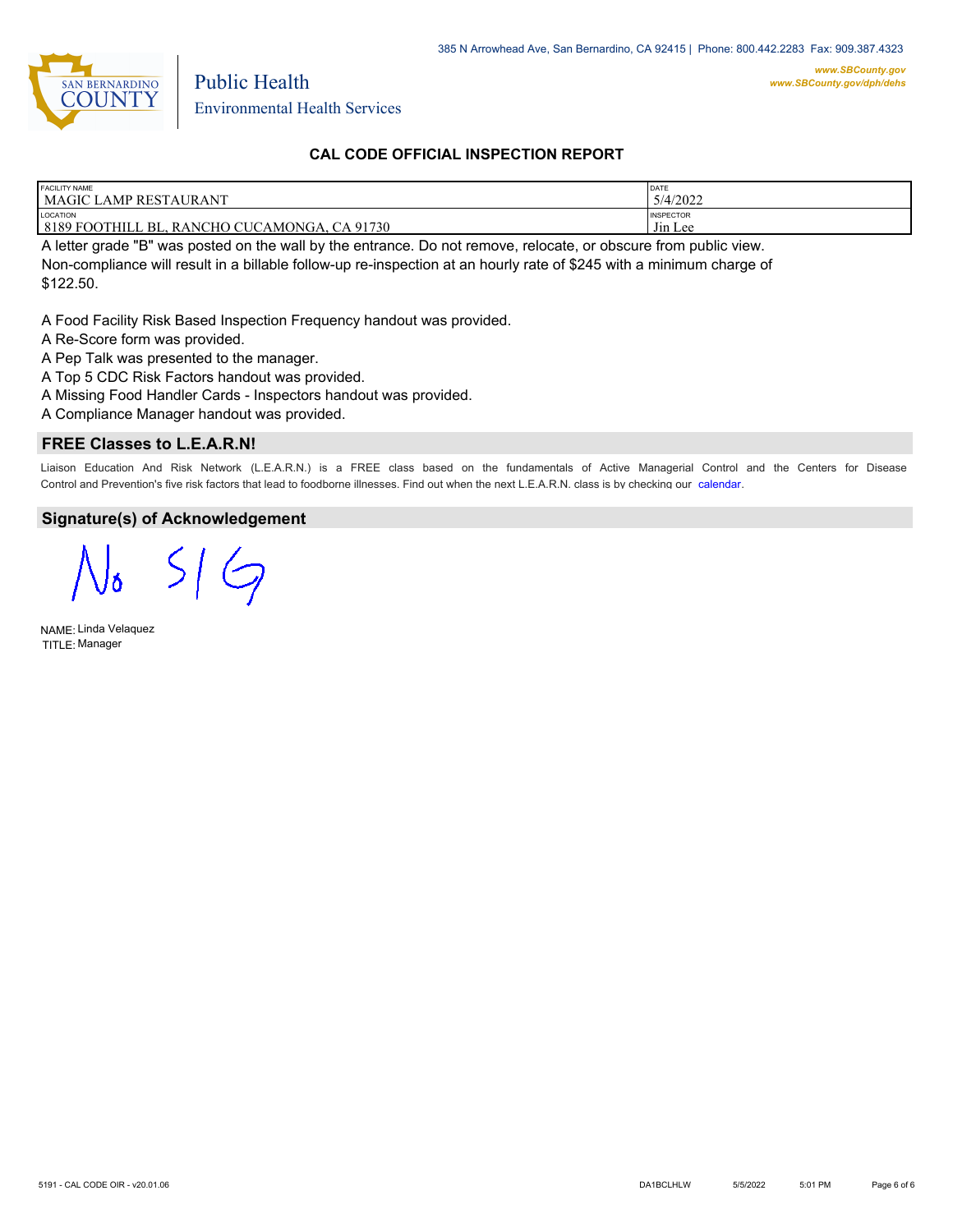385 N Arrowhead Ave, San Bernardino, CA 92415 | Phone: 800.442.2283 Fax: 909.387.4323

*www.SBCounty.gov*
*www.SBCounty.gov/dph/dehs*

SAN BERNARDINO COUNTY

Public Health
Environmental Health Services

## CAL CODE OFFICIAL INSPECTION REPORT

| FACILITY NAME | DATE |
|---|---|
| MAGIC LAMP RESTAURANT | 5/4/2022 |
| LOCATION | INSPECTOR |
| 8189 FOOTHILL BL, RANCHO CUCAMONGA, CA 91730 | Jin Lee |

A letter grade "B" was posted on the wall by the entrance. Do not remove, relocate, or obscure from public view. Non-compliance will result in a billable follow-up re-inspection at an hourly rate of $245 with a minimum charge of $122.50.

A Food Facility Risk Based Inspection Frequency handout was provided.
A Re-Score form was provided.
A Pep Talk was presented to the manager.
A Top 5 CDC Risk Factors handout was provided.
A Missing Food Handler Cards - Inspectors handout was provided.
A Compliance Manager handout was provided.

## FREE Classes to L.E.A.R.N!

Liaison Education And Risk Network (L.E.A.R.N.) is a FREE class based on the fundamentals of Active Managerial Control and the Centers for Disease Control and Prevention's five risk factors that lead to foodborne illnesses. Find out when the next L.E.A.R.N. class is by checking our calendar.

## Signature(s) of Acknowledgement

No SIG

NAME: Linda Velaquez
TITLE: Manager

5191 - CAL CODE OIR - v20.01.06 DA1BCLHLW 5/5/2022 5:01 PM